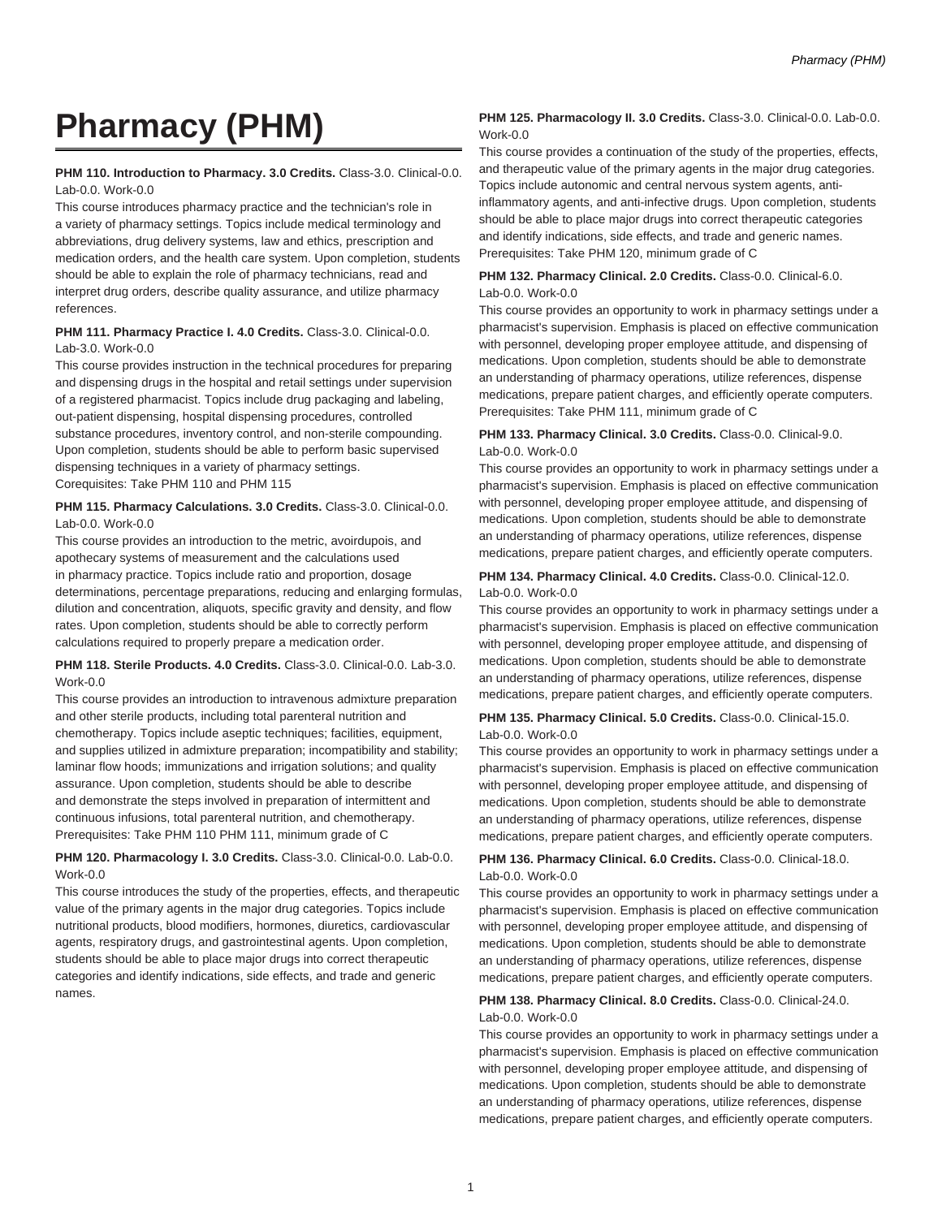# Pharmacy (PHM)

**PHM 110. Introduction to Pharmacy. 3.0 Credits.** Class-3.0. Clinical-0.0. Lab-0.0. Work-0.0

This course introduces pharmacy practice and the technician's role in a variety of pharmacy settings. Topics include medical terminology and abbreviations, drug delivery systems, law and ethics, prescription and medication orders, and the health care system. Upon completion, students should be able to explain the role of pharmacy technicians, read and interpret drug orders, describe quality assurance, and utilize pharmacy references.

**PHM 111. Pharmacy Practice I. 4.0 Credits.** Class-3.0. Clinical-0.0. Lab-3.0. Work-0.0

This course provides instruction in the technical procedures for preparing and dispensing drugs in the hospital and retail settings under supervision of a registered pharmacist. Topics include drug packaging and labeling, out-patient dispensing, hospital dispensing procedures, controlled substance procedures, inventory control, and non-sterile compounding. Upon completion, students should be able to perform basic supervised dispensing techniques in a variety of pharmacy settings.
Corequisites: Take PHM 110 and PHM 115

**PHM 115. Pharmacy Calculations. 3.0 Credits.** Class-3.0. Clinical-0.0. Lab-0.0. Work-0.0

This course provides an introduction to the metric, avoirdupois, and apothecary systems of measurement and the calculations used in pharmacy practice. Topics include ratio and proportion, dosage determinations, percentage preparations, reducing and enlarging formulas, dilution and concentration, aliquots, specific gravity and density, and flow rates. Upon completion, students should be able to correctly perform calculations required to properly prepare a medication order.

**PHM 118. Sterile Products. 4.0 Credits.** Class-3.0. Clinical-0.0. Lab-3.0. Work-0.0

This course provides an introduction to intravenous admixture preparation and other sterile products, including total parenteral nutrition and chemotherapy. Topics include aseptic techniques; facilities, equipment, and supplies utilized in admixture preparation; incompatibility and stability; laminar flow hoods; immunizations and irrigation solutions; and quality assurance. Upon completion, students should be able to describe and demonstrate the steps involved in preparation of intermittent and continuous infusions, total parenteral nutrition, and chemotherapy.
Prerequisites: Take PHM 110 PHM 111, minimum grade of C

**PHM 120. Pharmacology I. 3.0 Credits.** Class-3.0. Clinical-0.0. Lab-0.0. Work-0.0

This course introduces the study of the properties, effects, and therapeutic value of the primary agents in the major drug categories. Topics include nutritional products, blood modifiers, hormones, diuretics, cardiovascular agents, respiratory drugs, and gastrointestinal agents. Upon completion, students should be able to place major drugs into correct therapeutic categories and identify indications, side effects, and trade and generic names.

**PHM 125. Pharmacology II. 3.0 Credits.** Class-3.0. Clinical-0.0. Lab-0.0. Work-0.0

This course provides a continuation of the study of the properties, effects, and therapeutic value of the primary agents in the major drug categories. Topics include autonomic and central nervous system agents, anti-inflammatory agents, and anti-infective drugs. Upon completion, students should be able to place major drugs into correct therapeutic categories and identify indications, side effects, and trade and generic names.
Prerequisites: Take PHM 120, minimum grade of C

**PHM 132. Pharmacy Clinical. 2.0 Credits.** Class-0.0. Clinical-6.0. Lab-0.0. Work-0.0

This course provides an opportunity to work in pharmacy settings under a pharmacist's supervision. Emphasis is placed on effective communication with personnel, developing proper employee attitude, and dispensing of medications. Upon completion, students should be able to demonstrate an understanding of pharmacy operations, utilize references, dispense medications, prepare patient charges, and efficiently operate computers.
Prerequisites: Take PHM 111, minimum grade of C

**PHM 133. Pharmacy Clinical. 3.0 Credits.** Class-0.0. Clinical-9.0. Lab-0.0. Work-0.0

This course provides an opportunity to work in pharmacy settings under a pharmacist's supervision. Emphasis is placed on effective communication with personnel, developing proper employee attitude, and dispensing of medications. Upon completion, students should be able to demonstrate an understanding of pharmacy operations, utilize references, dispense medications, prepare patient charges, and efficiently operate computers.

**PHM 134. Pharmacy Clinical. 4.0 Credits.** Class-0.0. Clinical-12.0. Lab-0.0. Work-0.0

This course provides an opportunity to work in pharmacy settings under a pharmacist's supervision. Emphasis is placed on effective communication with personnel, developing proper employee attitude, and dispensing of medications. Upon completion, students should be able to demonstrate an understanding of pharmacy operations, utilize references, dispense medications, prepare patient charges, and efficiently operate computers.

**PHM 135. Pharmacy Clinical. 5.0 Credits.** Class-0.0. Clinical-15.0. Lab-0.0. Work-0.0

This course provides an opportunity to work in pharmacy settings under a pharmacist's supervision. Emphasis is placed on effective communication with personnel, developing proper employee attitude, and dispensing of medications. Upon completion, students should be able to demonstrate an understanding of pharmacy operations, utilize references, dispense medications, prepare patient charges, and efficiently operate computers.

**PHM 136. Pharmacy Clinical. 6.0 Credits.** Class-0.0. Clinical-18.0. Lab-0.0. Work-0.0

This course provides an opportunity to work in pharmacy settings under a pharmacist's supervision. Emphasis is placed on effective communication with personnel, developing proper employee attitude, and dispensing of medications. Upon completion, students should be able to demonstrate an understanding of pharmacy operations, utilize references, dispense medications, prepare patient charges, and efficiently operate computers.

**PHM 138. Pharmacy Clinical. 8.0 Credits.** Class-0.0. Clinical-24.0. Lab-0.0. Work-0.0

This course provides an opportunity to work in pharmacy settings under a pharmacist's supervision. Emphasis is placed on effective communication with personnel, developing proper employee attitude, and dispensing of medications. Upon completion, students should be able to demonstrate an understanding of pharmacy operations, utilize references, dispense medications, prepare patient charges, and efficiently operate computers.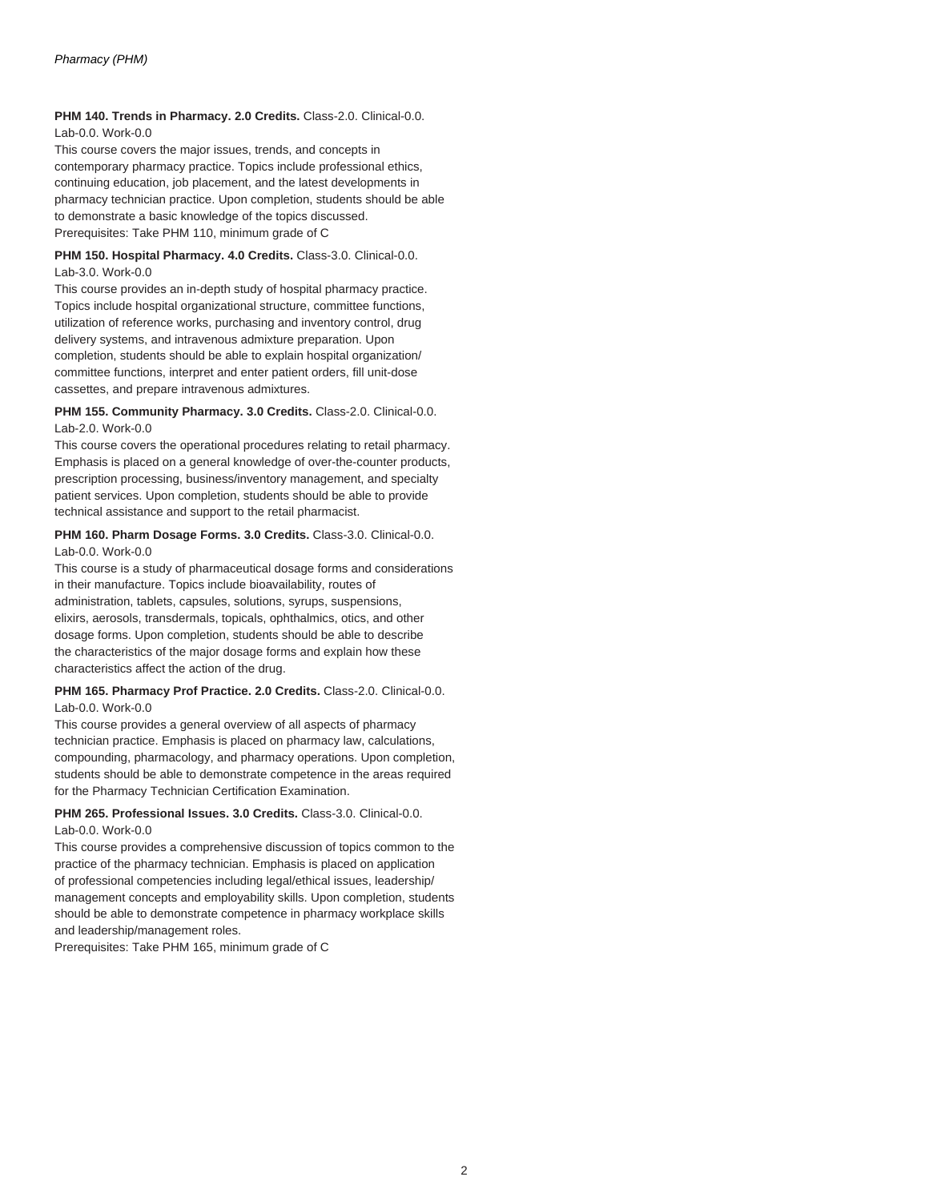**PHM 140. Trends in Pharmacy. 2.0 Credits.** Class-2.0. Clinical-0.0. Lab-0.0. Work-0.0

This course covers the major issues, trends, and concepts in contemporary pharmacy practice. Topics include professional ethics, continuing education, job placement, and the latest developments in pharmacy technician practice. Upon completion, students should be able to demonstrate a basic knowledge of the topics discussed.

Prerequisites: Take PHM 110, minimum grade of C

**PHM 150. Hospital Pharmacy. 4.0 Credits.** Class-3.0. Clinical-0.0. Lab-3.0. Work-0.0

This course provides an in-depth study of hospital pharmacy practice. Topics include hospital organizational structure, committee functions, utilization of reference works, purchasing and inventory control, drug delivery systems, and intravenous admixture preparation. Upon completion, students should be able to explain hospital organization/committee functions, interpret and enter patient orders, fill unit-dose cassettes, and prepare intravenous admixtures.

**PHM 155. Community Pharmacy. 3.0 Credits.** Class-2.0. Clinical-0.0. Lab-2.0. Work-0.0

This course covers the operational procedures relating to retail pharmacy. Emphasis is placed on a general knowledge of over-the-counter products, prescription processing, business/inventory management, and specialty patient services. Upon completion, students should be able to provide technical assistance and support to the retail pharmacist.

**PHM 160. Pharm Dosage Forms. 3.0 Credits.** Class-3.0. Clinical-0.0. Lab-0.0. Work-0.0

This course is a study of pharmaceutical dosage forms and considerations in their manufacture. Topics include bioavailability, routes of administration, tablets, capsules, solutions, syrups, suspensions, elixirs, aerosols, transdermals, topicals, ophthalmics, otics, and other dosage forms. Upon completion, students should be able to describe the characteristics of the major dosage forms and explain how these characteristics affect the action of the drug.

**PHM 165. Pharmacy Prof Practice. 2.0 Credits.** Class-2.0. Clinical-0.0. Lab-0.0. Work-0.0

This course provides a general overview of all aspects of pharmacy technician practice. Emphasis is placed on pharmacy law, calculations, compounding, pharmacology, and pharmacy operations. Upon completion, students should be able to demonstrate competence in the areas required for the Pharmacy Technician Certification Examination.

**PHM 265. Professional Issues. 3.0 Credits.** Class-3.0. Clinical-0.0. Lab-0.0. Work-0.0

This course provides a comprehensive discussion of topics common to the practice of the pharmacy technician. Emphasis is placed on application of professional competencies including legal/ethical issues, leadership/management concepts and employability skills. Upon completion, students should be able to demonstrate competence in pharmacy workplace skills and leadership/management roles.

Prerequisites: Take PHM 165, minimum grade of C